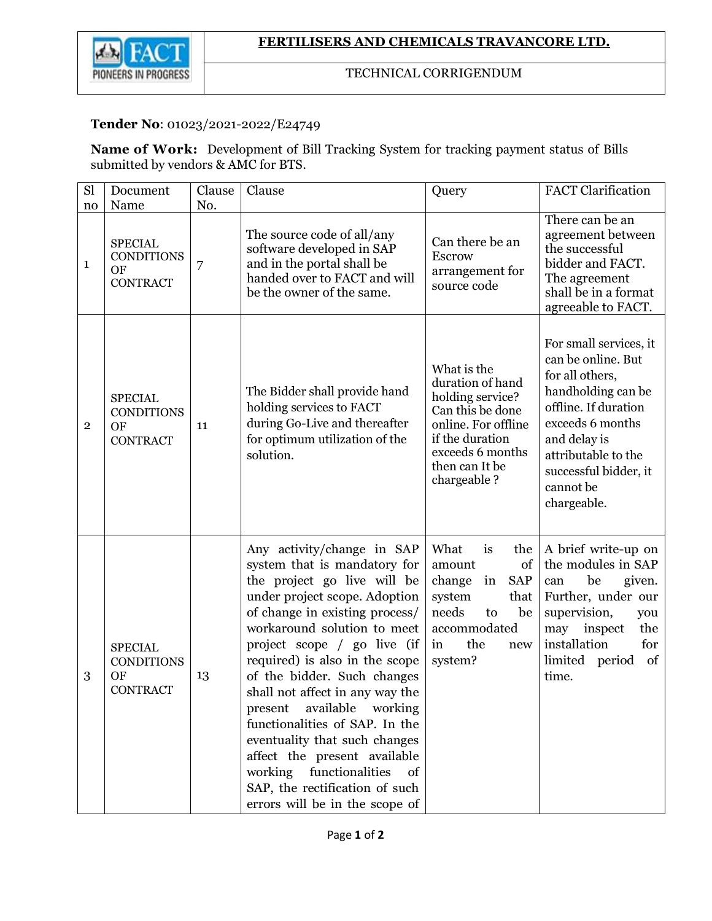**FERTILISERS AND CHEMICALS TRAVANCORE LTD.**

TECHNICAL CORRIGENDUM

**Tender No**: 01023/2021-2022/E24749

**Name of Work:** Development of Bill Tracking System for tracking payment status of Bills submitted by vendors & AMC for BTS.

| Sl no | Document Name | Clause No. | Clause | Query | FACT Clarification |
|---|---|---|---|---|---|
| 1 | SPECIAL CONDITIONS OF CONTRACT | 7 | The source code of all/any software developed in SAP and in the portal shall be handed over to FACT and will be the owner of the same. | Can there be an Escrow arrangement for source code | There can be an agreement between the successful bidder and FACT. The agreement shall be in a format agreeable to FACT. |
| 2 | SPECIAL CONDITIONS OF CONTRACT | 11 | The Bidder shall provide hand holding services to FACT during Go-Live and thereafter for optimum utilization of the solution. | What is the duration of hand holding service? Can this be done online. For offline if the duration exceeds 6 months then can It be chargeable ? | For small services, it can be online. But for all others, handholding can be offline. If duration exceeds 6 months and delay is attributable to the successful bidder, it cannot be chargeable. |
| 3 | SPECIAL CONDITIONS OF CONTRACT | 13 | Any activity/change in SAP system that is mandatory for the project go live will be under project scope. Adoption of change in existing process/ workaround solution to meet project scope / go live (if required) is also in the scope of the bidder. Such changes shall not affect in any way the present available working functionalities of SAP. In the eventuality that such changes affect the present available working functionalities of SAP, the rectification of such errors will be in the scope of | What is the amount of change in SAP system that needs to be accommodated in the new system? | A brief write-up on the modules in SAP can be given. Further, under our supervision, you may inspect the installation for limited period of time. |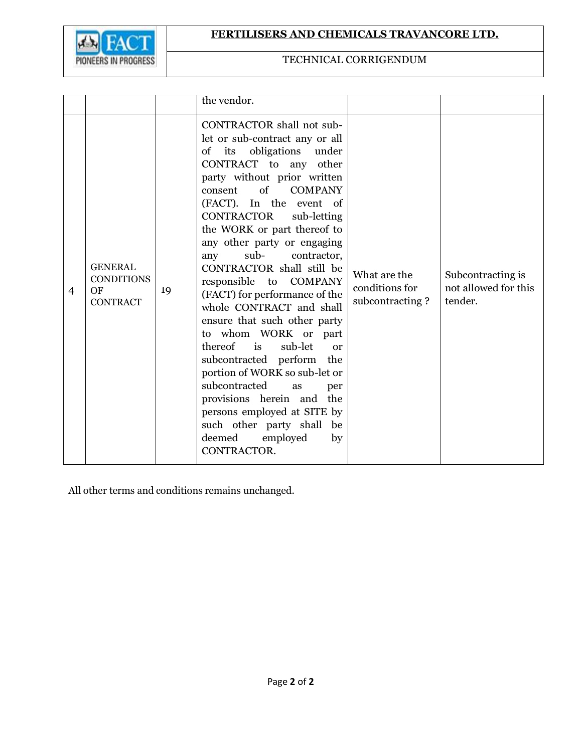# FERTILISERS AND CHEMICALS TRAVANCORE LTD.

TECHNICAL CORRIGENDUM

| | | | | | |
|---|---|---|---|---|---|
| | | | the vendor. | | |
| 4 | GENERAL CONDITIONS OF CONTRACT | 19 | CONTRACTOR shall not sub-let or sub-contract any or all of its obligations under CONTRACT to any other party without prior written consent of COMPANY (FACT). In the event of CONTRACTOR sub-letting the WORK or part thereof to any other party or engaging any sub- contractor, CONTRACTOR shall still be responsible to COMPANY (FACT) for performance of the whole CONTRACT and shall ensure that such other party to whom WORK or part thereof is sub-let or subcontracted perform the portion of WORK so sub-let or subcontracted as per provisions herein and the persons employed at SITE by such other party shall be deemed employed by CONTRACTOR. | What are the conditions for subcontracting ? | Subcontracting is not allowed for this tender. |

All other terms and conditions remains unchanged.